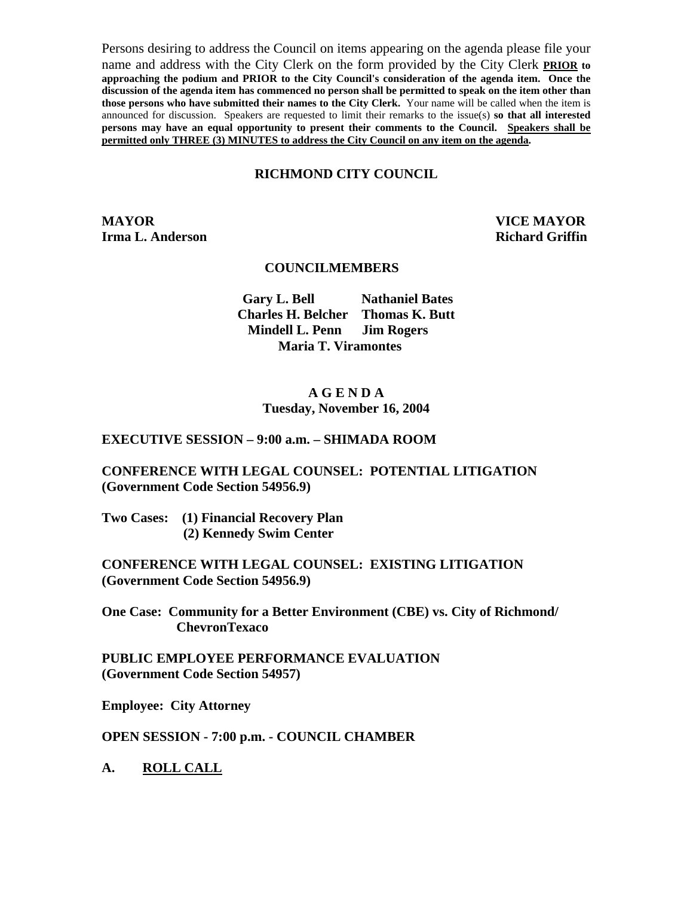Persons desiring to address the Council on items appearing on the agenda please file your name and address with the City Clerk on the form provided by the City Clerk **PRIOR to approaching the podium and PRIOR to the City Council's consideration of the agenda item. Once the discussion of the agenda item has commenced no person shall be permitted to speak on the item other than those persons who have submitted their names to the City Clerk.** Your name will be called when the item is announced for discussion. Speakers are requested to limit their remarks to the issue(s) **so that all interested persons may have an equal opportunity to present their comments to the Council. Speakers shall be permitted only THREE (3) MINUTES to address the City Council on any item on the agenda.**

# RICHMOND CITY COUNCIL

**MAYOR**
**Irma L. Anderson**

**VICE MAYOR**
**Richard Griffin**

## COUNCILMEMBERS

**Gary L. Bell** **Nathaniel Bates**
**Charles H. Belcher** **Thomas K. Butt**
**Mindell L. Penn** **Jim Rogers**
**Maria T. Viramontes**

## A G E N D A
**Tuesday, November 16, 2004**

**EXECUTIVE SESSION – 9:00 a.m. – SHIMADA ROOM**

**CONFERENCE WITH LEGAL COUNSEL: POTENTIAL LITIGATION (Government Code Section 54956.9)**

**Two Cases: (1) Financial Recovery Plan**
**(2) Kennedy Swim Center**

**CONFERENCE WITH LEGAL COUNSEL: EXISTING LITIGATION (Government Code Section 54956.9)**

**One Case: Community for a Better Environment (CBE) vs. City of Richmond/ ChevronTexaco**

**PUBLIC EMPLOYEE PERFORMANCE EVALUATION (Government Code Section 54957)**

**Employee: City Attorney**

**OPEN SESSION - 7:00 p.m. - COUNCIL CHAMBER**

**A. ROLL CALL**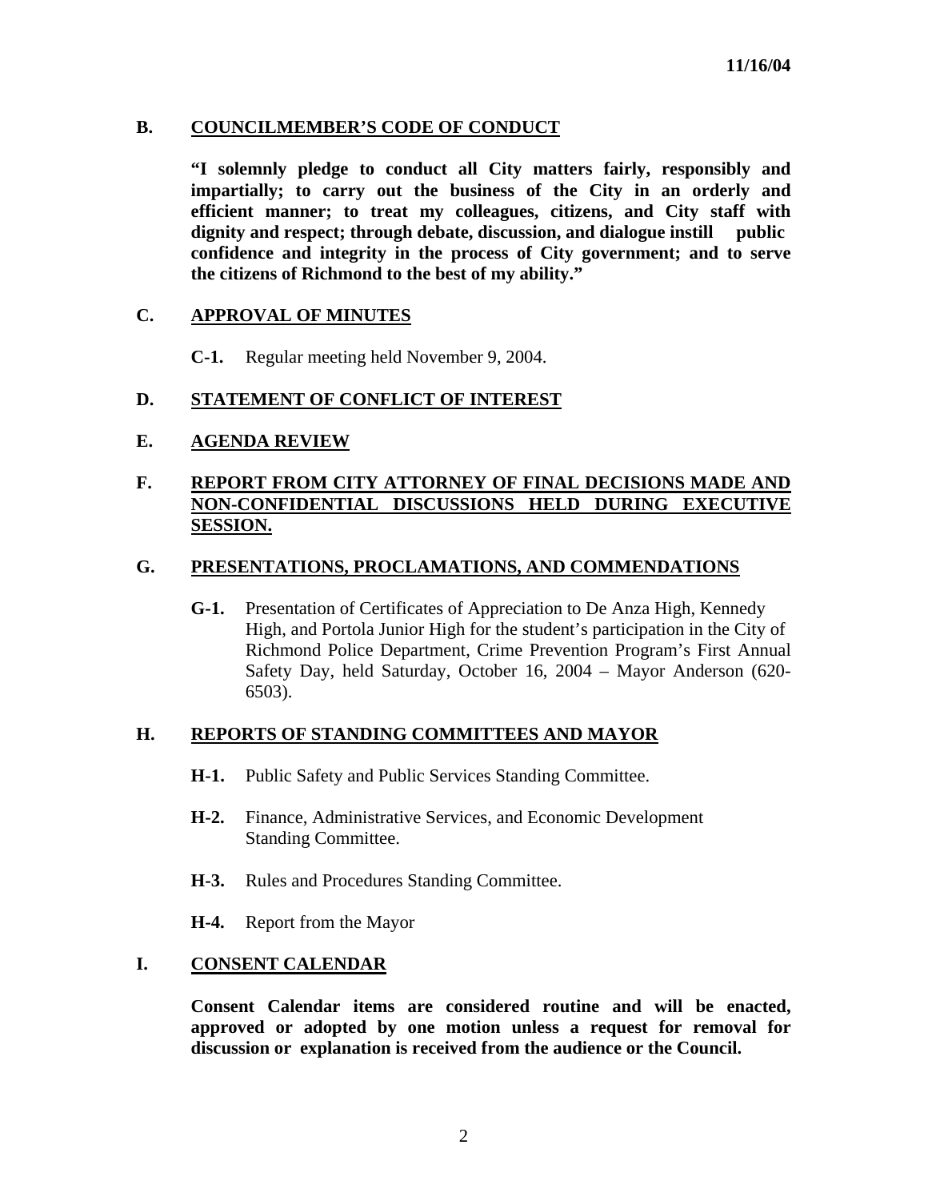11/16/04

## B. COUNCILMEMBER'S CODE OF CONDUCT

**"I solemnly pledge to conduct all City matters fairly, responsibly and impartially; to carry out the business of the City in an orderly and efficient manner; to treat my colleagues, citizens, and City staff with dignity and respect; through debate, discussion, and dialogue instill public confidence and integrity in the process of City government; and to serve the citizens of Richmond to the best of my ability."**

## C. APPROVAL OF MINUTES

**C-1.** Regular meeting held November 9, 2004.

## D. STATEMENT OF CONFLICT OF INTEREST

## E. AGENDA REVIEW

## F. REPORT FROM CITY ATTORNEY OF FINAL DECISIONS MADE AND NON-CONFIDENTIAL DISCUSSIONS HELD DURING EXECUTIVE SESSION.

## G. PRESENTATIONS, PROCLAMATIONS, AND COMMENDATIONS

**G-1.** Presentation of Certificates of Appreciation to De Anza High, Kennedy High, and Portola Junior High for the student's participation in the City of Richmond Police Department, Crime Prevention Program's First Annual Safety Day, held Saturday, October 16, 2004 – Mayor Anderson (620-6503).

## H. REPORTS OF STANDING COMMITTEES AND MAYOR

**H-1.** Public Safety and Public Services Standing Committee.

**H-2.** Finance, Administrative Services, and Economic Development Standing Committee.

**H-3.** Rules and Procedures Standing Committee.

**H-4.** Report from the Mayor

## I. CONSENT CALENDAR

**Consent Calendar items are considered routine and will be enacted, approved or adopted by one motion unless a request for removal for discussion or explanation is received from the audience or the Council.**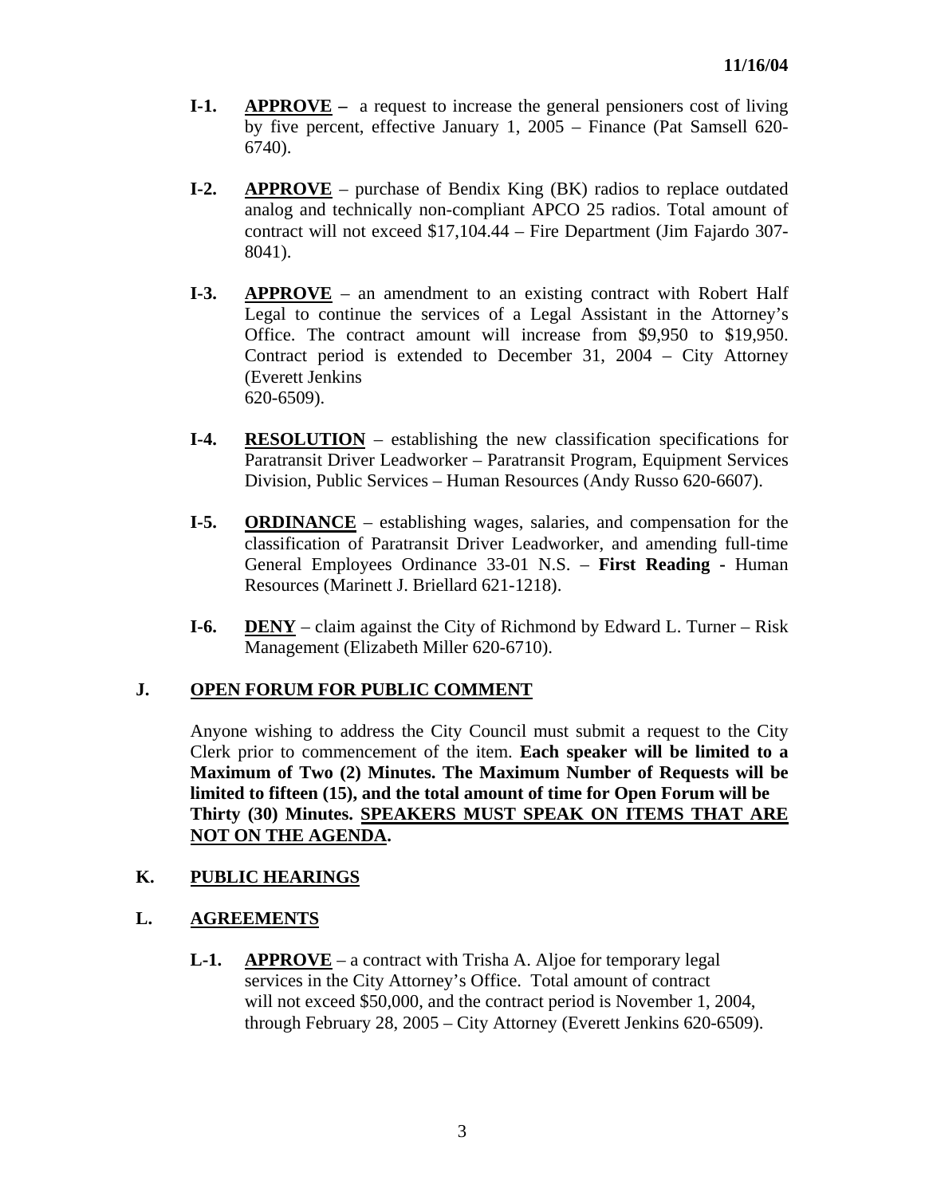- **I-1.** **APPROVE** – a request to increase the general pensioners cost of living by five percent, effective January 1, 2005 – Finance (Pat Samsell 620-6740).

- **I-2.** **APPROVE** – purchase of Bendix King (BK) radios to replace outdated analog and technically non-compliant APCO 25 radios. Total amount of contract will not exceed $17,104.44 – Fire Department (Jim Fajardo 307-8041).

- **I-3.** **APPROVE** – an amendment to an existing contract with Robert Half Legal to continue the services of a Legal Assistant in the Attorney's Office. The contract amount will increase from $9,950 to $19,950. Contract period is extended to December 31, 2004 – City Attorney (Everett Jenkins 620-6509).

- **I-4.** **RESOLUTION** – establishing the new classification specifications for Paratransit Driver Leadworker – Paratransit Program, Equipment Services Division, Public Services – Human Resources (Andy Russo 620-6607).

- **I-5.** **ORDINANCE** – establishing wages, salaries, and compensation for the classification of Paratransit Driver Leadworker, and amending full-time General Employees Ordinance 33-01 N.S. – **First Reading -** Human Resources (Marinett J. Briellard 621-1218).

- **I-6.** **DENY** – claim against the City of Richmond by Edward L. Turner – Risk Management (Elizabeth Miller 620-6710).

## J. OPEN FORUM FOR PUBLIC COMMENT

Anyone wishing to address the City Council must submit a request to the City Clerk prior to commencement of the item. **Each speaker will be limited to a Maximum of Two (2) Minutes. The Maximum Number of Requests will be limited to fifteen (15), and the total amount of time for Open Forum will be Thirty (30) Minutes. SPEAKERS MUST SPEAK ON ITEMS THAT ARE NOT ON THE AGENDA.**

## K. PUBLIC HEARINGS

## L. AGREEMENTS

- **L-1.** **APPROVE** – a contract with Trisha A. Aljoe for temporary legal services in the City Attorney's Office. Total amount of contract will not exceed $50,000, and the contract period is November 1, 2004, through February 28, 2005 – City Attorney (Everett Jenkins 620-6509).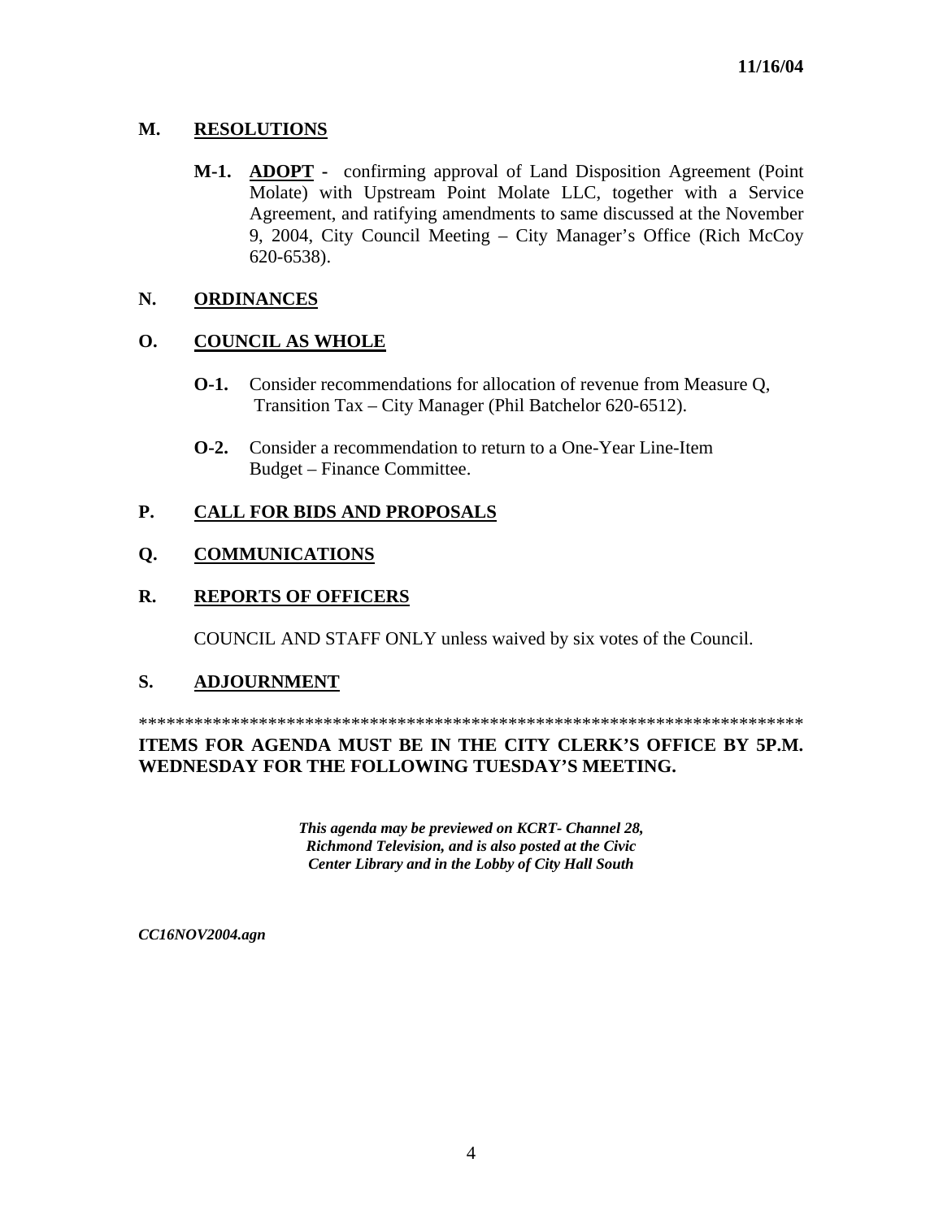**11/16/04**

## M. RESOLUTIONS

**M-1.** **ADOPT** - confirming approval of Land Disposition Agreement (Point Molate) with Upstream Point Molate LLC, together with a Service Agreement, and ratifying amendments to same discussed at the November 9, 2004, City Council Meeting – City Manager's Office (Rich McCoy 620-6538).

## N. ORDINANCES

## O. COUNCIL AS WHOLE

**O-1.** Consider recommendations for allocation of revenue from Measure Q, Transition Tax – City Manager (Phil Batchelor 620-6512).

**O-2.** Consider a recommendation to return to a One-Year Line-Item Budget – Finance Committee.

## P. CALL FOR BIDS AND PROPOSALS

## Q. COMMUNICATIONS

## R. REPORTS OF OFFICERS

COUNCIL AND STAFF ONLY unless waived by six votes of the Council.

## S. ADJOURNMENT

************************************************************************

**ITEMS FOR AGENDA MUST BE IN THE CITY CLERK'S OFFICE BY 5P.M. WEDNESDAY FOR THE FOLLOWING TUESDAY'S MEETING.**

***This agenda may be previewed on KCRT- Channel 28, Richmond Television, and is also posted at the Civic Center Library and in the Lobby of City Hall South***

***CC16NOV2004.agn***